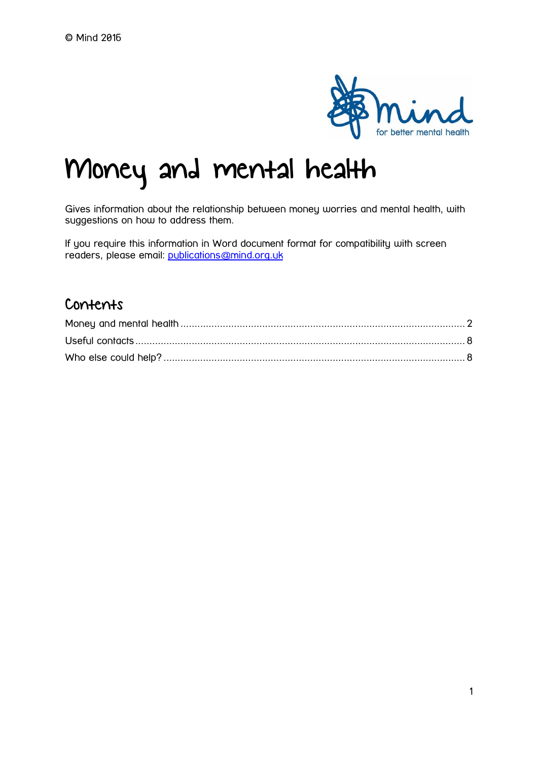© Mind 2016

# Money and mental health

Gives information about the relationship between money worries and mental health, with suggestions on how to address them.

If you require this information in Word document format for compatibility with screen readers, please email: [publications@mind.org.uk](mailto:publications@mind.org.uk)

## Contents

Money and mental health ........................................................................................................ 2
Useful contacts ........................................................................................................................ 8
Who else could help? .............................................................................................................. 8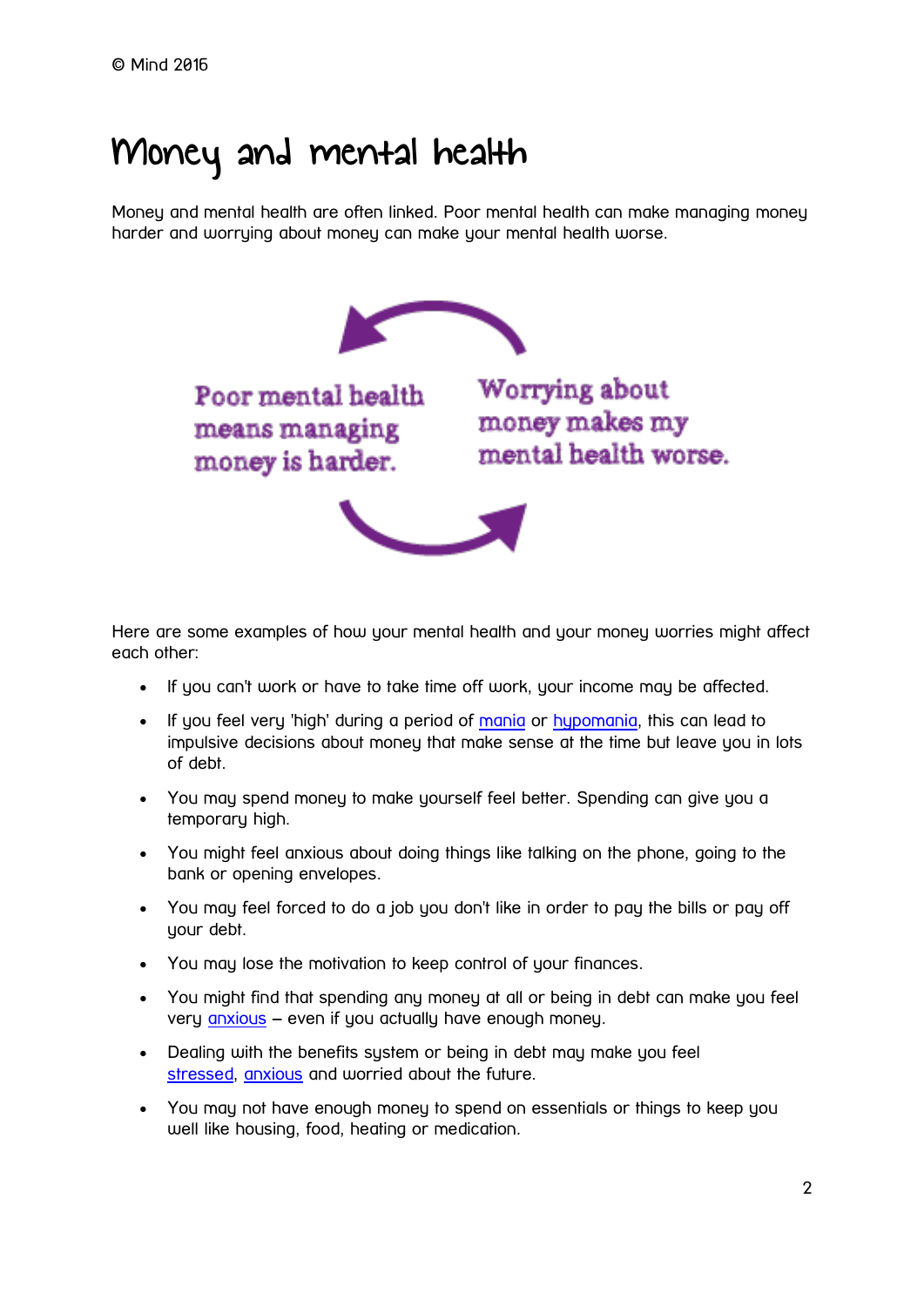# Money and mental health

Money and mental health are often linked. Poor mental health can make managing money harder and worrying about money can make your mental health worse.

Poor mental health means managing money is harder.

Worrying about money makes my mental health worse.

Here are some examples of how your mental health and your money worries might affect each other:

- If you can't work or have to take time off work, your income may be affected.
- If you feel very 'high' during a period of mania or hypomania, this can lead to impulsive decisions about money that make sense at the time but leave you in lots of debt.
- You may spend money to make yourself feel better. Spending can give you a temporary high.
- You might feel anxious about doing things like talking on the phone, going to the bank or opening envelopes.
- You may feel forced to do a job you don't like in order to pay the bills or pay off your debt.
- You may lose the motivation to keep control of your finances.
- You might find that spending any money at all or being in debt can make you feel very anxious – even if you actually have enough money.
- Dealing with the benefits system or being in debt may make you feel stressed, anxious and worried about the future.
- You may not have enough money to spend on essentials or things to keep you well like housing, food, heating or medication.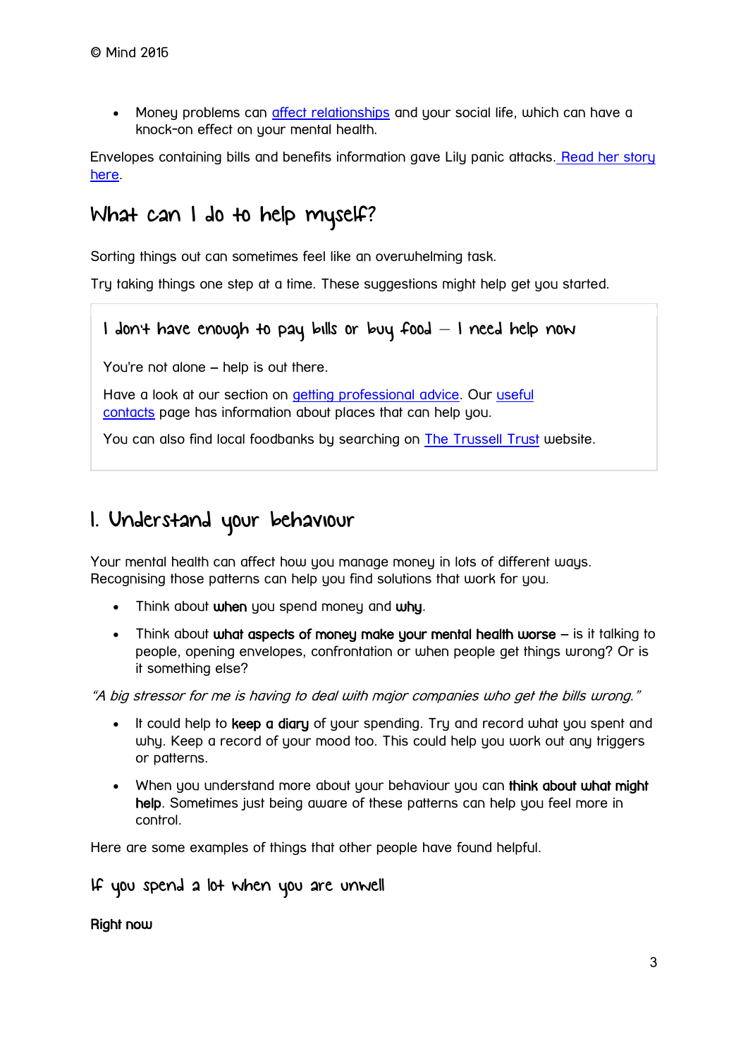- Money problems can affect relationships and your social life, which can have a knock-on effect on your mental health.

Envelopes containing bills and benefits information gave Lily panic attacks. Read her story here.

## What can I do to help myself?

Sorting things out can sometimes feel like an overwhelming task.

Try taking things one step at a time. These suggestions might help get you started.

### I don't have enough to pay bills or buy food – I need help now

You're not alone – help is out there.

Have a look at our section on getting professional advice. Our useful contacts page has information about places that can help you.

You can also find local foodbanks by searching on The Trussell Trust website.

## 1. Understand your behaviour

Your mental health can affect how you manage money in lots of different ways. Recognising those patterns can help you find solutions that work for you.

- Think about **when** you spend money and **why**.
- Think about **what aspects of money make your mental health worse** – is it talking to people, opening envelopes, confrontation or when people get things wrong? Or is it something else?

*"A big stressor for me is having to deal with major companies who get the bills wrong."*

- It could help to **keep a diary** of your spending. Try and record what you spent and why. Keep a record of your mood too. This could help you work out any triggers or patterns.
- When you understand more about your behaviour you can **think about what might help**. Sometimes just being aware of these patterns can help you feel more in control.

Here are some examples of things that other people have found helpful.

### If you spend a lot when you are unwell

**Right now**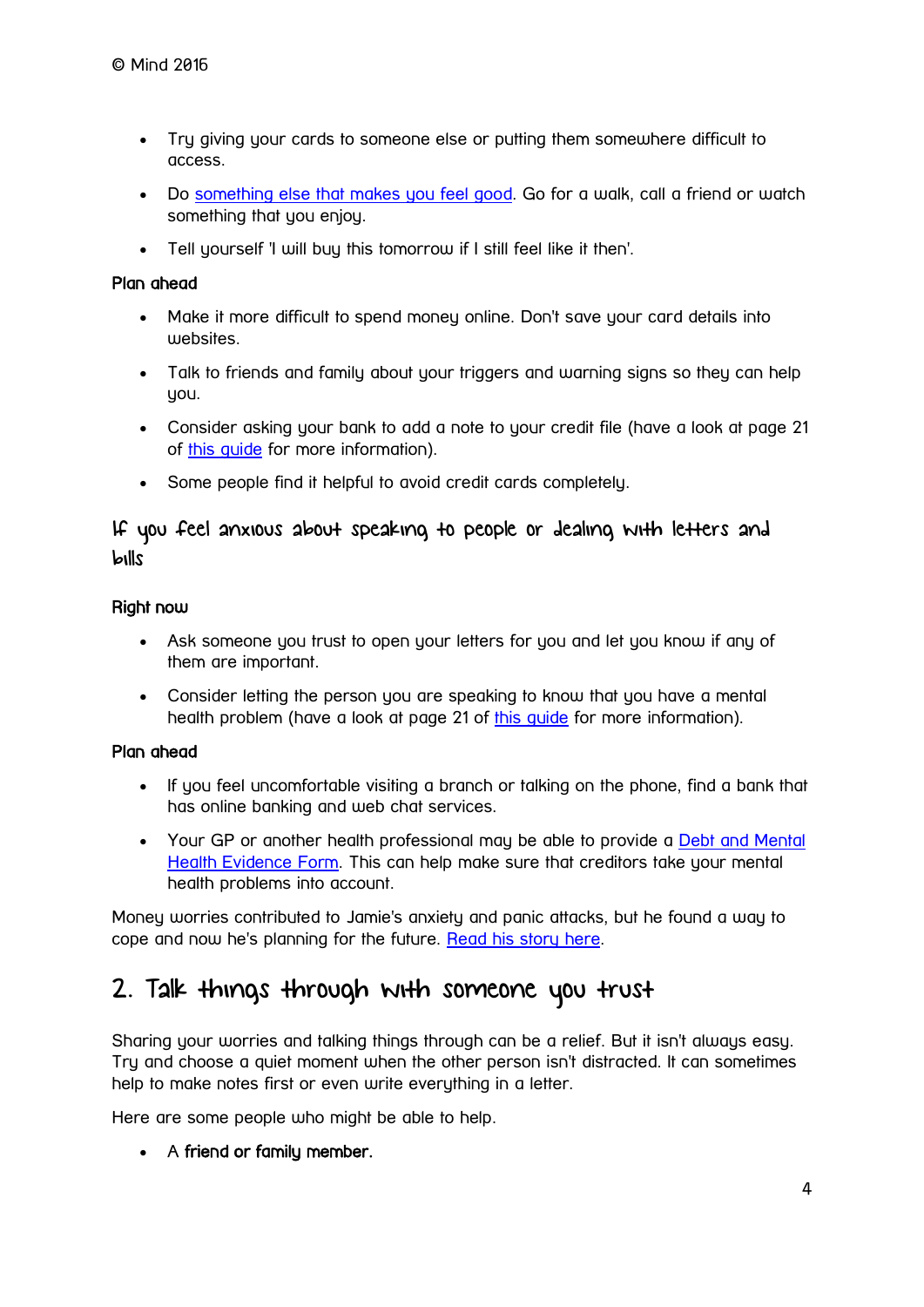- Try giving your cards to someone else or putting them somewhere difficult to access.
- Do something else that makes you feel good. Go for a walk, call a friend or watch something that you enjoy.
- Tell yourself 'I will buy this tomorrow if I still feel like it then'.

**Plan ahead**

- Make it more difficult to spend money online. Don't save your card details into websites.
- Talk to friends and family about your triggers and warning signs so they can help you.
- Consider asking your bank to add a note to your credit file (have a look at page 21 of this guide for more information).
- Some people find it helpful to avoid credit cards completely.

### If you feel anxious about speaking to people or dealing with letters and bills

**Right now**

- Ask someone you trust to open your letters for you and let you know if any of them are important.
- Consider letting the person you are speaking to know that you have a mental health problem (have a look at page 21 of this guide for more information).

**Plan ahead**

- If you feel uncomfortable visiting a branch or talking on the phone, find a bank that has online banking and web chat services.
- Your GP or another health professional may be able to provide a Debt and Mental Health Evidence Form. This can help make sure that creditors take your mental health problems into account.

Money worries contributed to Jamie's anxiety and panic attacks, but he found a way to cope and now he's planning for the future. Read his story here.

## 2. Talk things through with someone you trust

Sharing your worries and talking things through can be a relief. But it isn't always easy. Try and choose a quiet moment when the other person isn't distracted. It can sometimes help to make notes first or even write everything in a letter.

Here are some people who might be able to help.

- A **friend or family member.**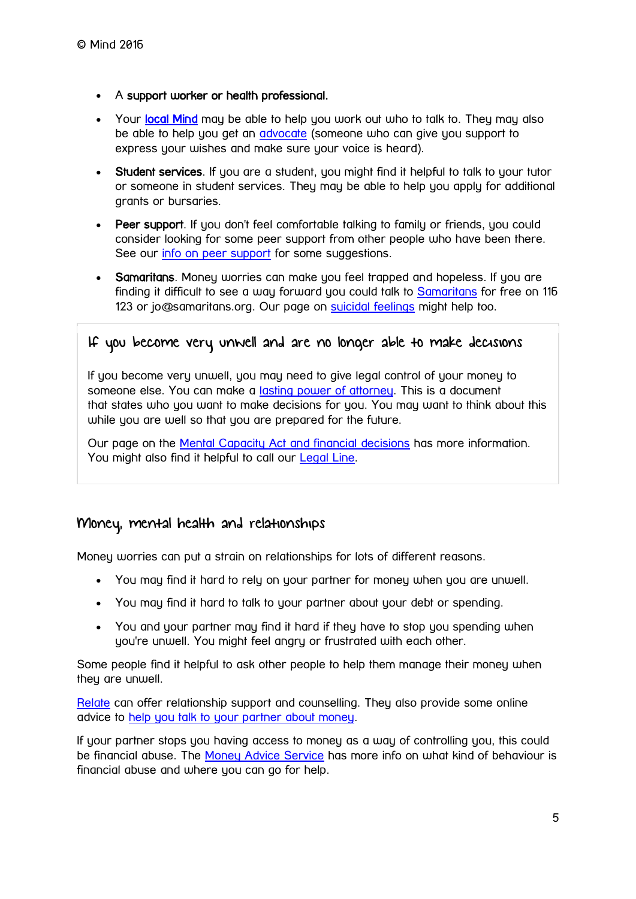- A **support worker or health professional.**
- Your **local Mind** may be able to help you work out who to talk to. They may also be able to help you get an advocate (someone who can give you support to express your wishes and make sure your voice is heard).
- **Student services**. If you are a student, you might find it helpful to talk to your tutor or someone in student services. They may be able to help you apply for additional grants or bursaries.
- **Peer support**. If you don't feel comfortable talking to family or friends, you could consider looking for some peer support from other people who have been there. See our info on peer support for some suggestions.
- **Samaritans**. Money worries can make you feel trapped and hopeless. If you are finding it difficult to see a way forward you could talk to Samaritans for free on 116 123 or jo@samaritans.org. Our page on suicidal feelings might help too.

### If you become very unwell and are no longer able to make decisions

If you become very unwell, you may need to give legal control of your money to someone else. You can make a lasting power of attorney. This is a document that states who you want to make decisions for you. You may want to think about this while you are well so that you are prepared for the future.

Our page on the Mental Capacity Act and financial decisions has more information. You might also find it helpful to call our Legal Line.

## Money, mental health and relationships

Money worries can put a strain on relationships for lots of different reasons.

- You may find it hard to rely on your partner for money when you are unwell.
- You may find it hard to talk to your partner about your debt or spending.
- You and your partner may find it hard if they have to stop you spending when you're unwell. You might feel angry or frustrated with each other.

Some people find it helpful to ask other people to help them manage their money when they are unwell.

Relate can offer relationship support and counselling. They also provide some online advice to help you talk to your partner about money.

If your partner stops you having access to money as a way of controlling you, this could be financial abuse. The Money Advice Service has more info on what kind of behaviour is financial abuse and where you can go for help.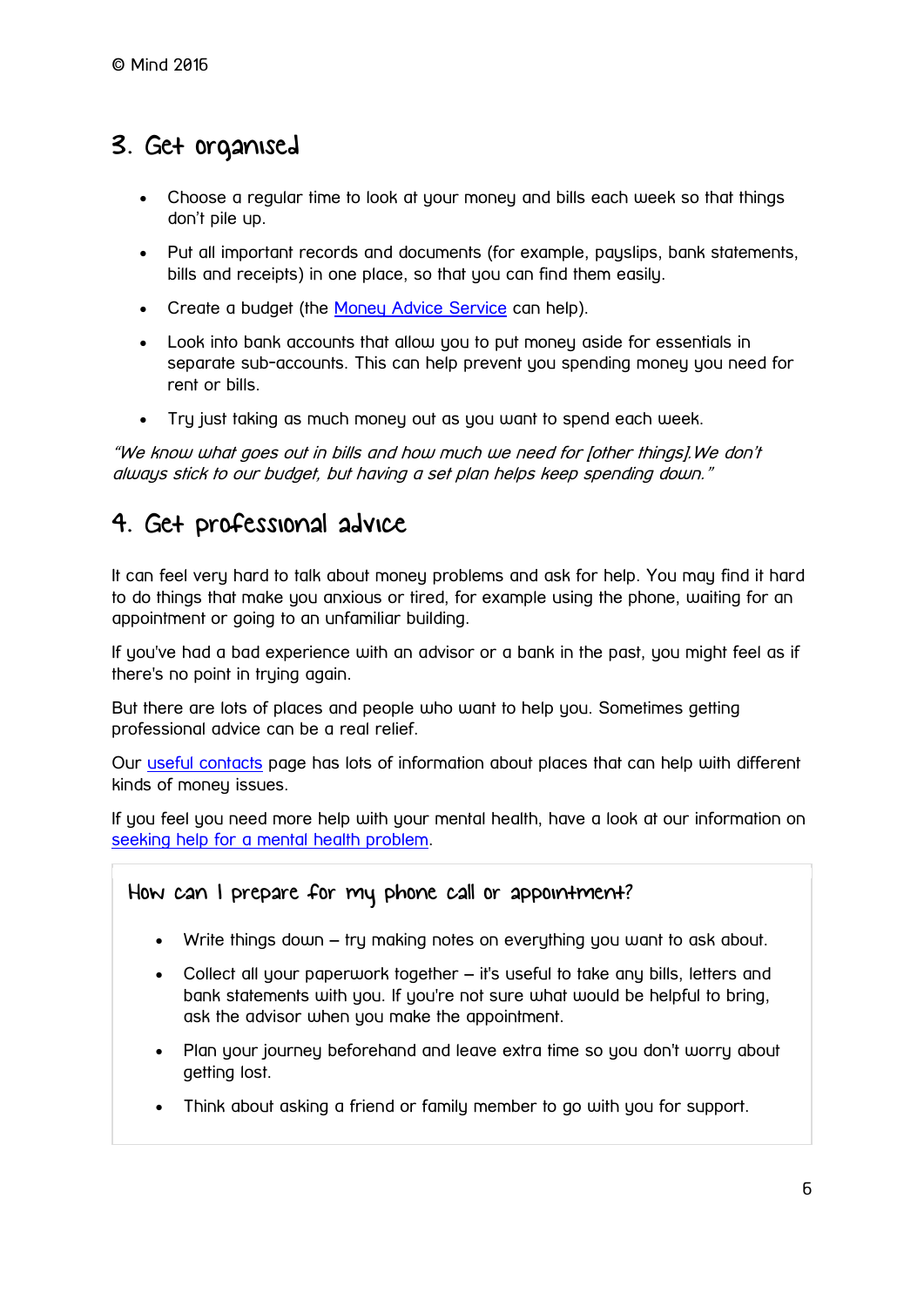© Mind 2016

## 3. Get organised

- Choose a regular time to look at your money and bills each week so that things don't pile up.
- Put all important records and documents (for example, payslips, bank statements, bills and receipts) in one place, so that you can find them easily.
- Create a budget (the [Money Advice Service]() can help).
- Look into bank accounts that allow you to put money aside for essentials in separate sub-accounts. This can help prevent you spending money you need for rent or bills.
- Try just taking as much money out as you want to spend each week.

*"We know what goes out in bills and how much we need for [other things].We don't always stick to our budget, but having a set plan helps keep spending down."*

## 4. Get professional advice

It can feel very hard to talk about money problems and ask for help. You may find it hard to do things that make you anxious or tired, for example using the phone, waiting for an appointment or going to an unfamiliar building.

If you've had a bad experience with an advisor or a bank in the past, you might feel as if there's no point in trying again.

But there are lots of places and people who want to help you. Sometimes getting professional advice can be a real relief.

Our [useful contacts]() page has lots of information about places that can help with different kinds of money issues.

If you feel you need more help with your mental health, have a look at our information on [seeking help for a mental health problem]().

### How can I prepare for my phone call or appointment?

- Write things down – try making notes on everything you want to ask about.
- Collect all your paperwork together – it's useful to take any bills, letters and bank statements with you. If you're not sure what would be helpful to bring, ask the advisor when you make the appointment.
- Plan your journey beforehand and leave extra time so you don't worry about getting lost.
- Think about asking a friend or family member to go with you for support.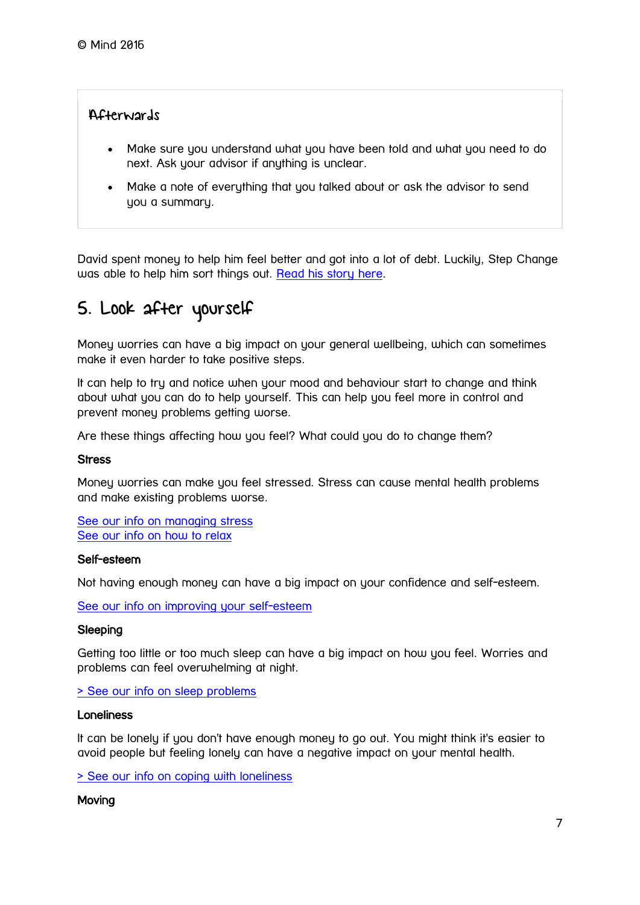© Mind 2016

### Afterwards

- Make sure you understand what you have been told and what you need to do next. Ask your advisor if anything is unclear.
- Make a note of everything that you talked about or ask the advisor to send you a summary.

David spent money to help him feel better and got into a lot of debt. Luckily, Step Change was able to help him sort things out. Read his story here.

## 5. Look after yourself

Money worries can have a big impact on your general wellbeing, which can sometimes make it even harder to take positive steps.

It can help to try and notice when your mood and behaviour start to change and think about what you can do to help yourself. This can help you feel more in control and prevent money problems getting worse.

Are these things affecting how you feel? What could you do to change them?

**Stress**

Money worries can make you feel stressed. Stress can cause mental health problems and make existing problems worse.

See our info on managing stress
See our info on how to relax

**Self-esteem**

Not having enough money can have a big impact on your confidence and self-esteem.

See our info on improving your self-esteem

**Sleeping**

Getting too little or too much sleep can have a big impact on how you feel. Worries and problems can feel overwhelming at night.

> See our info on sleep problems

**Loneliness**

It can be lonely if you don't have enough money to go out. You might think it's easier to avoid people but feeling lonely can have a negative impact on your mental health.

> See our info on coping with loneliness

**Moving**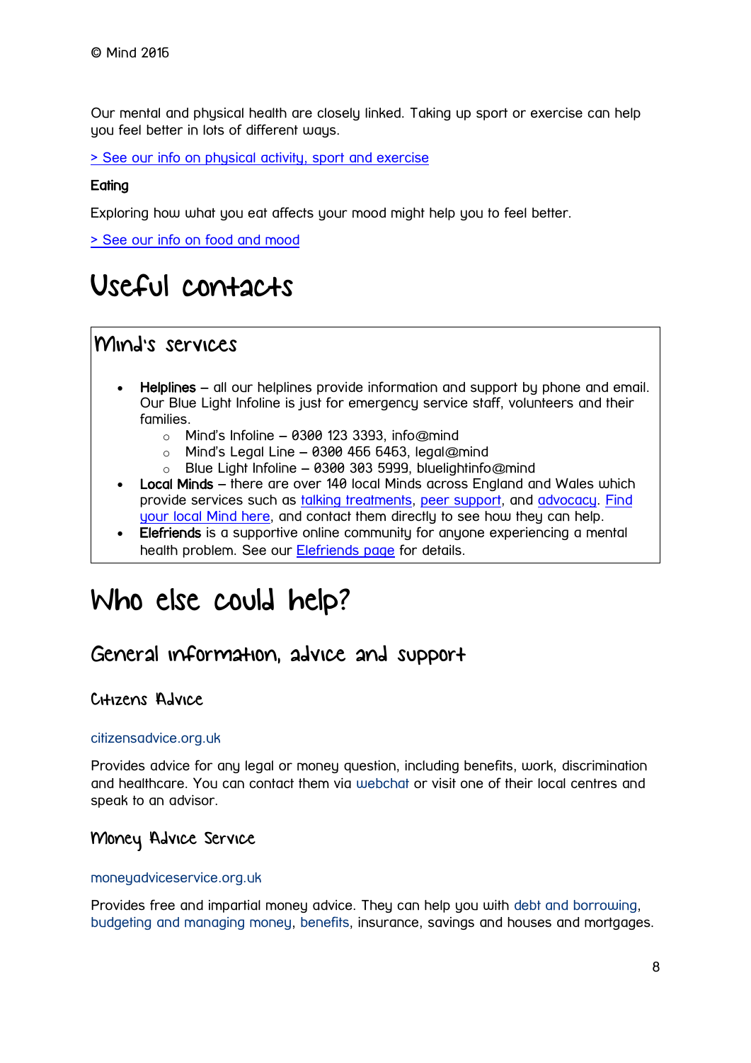© Mind 2016

Our mental and physical health are closely linked. Taking up sport or exercise can help you feel better in lots of different ways.

> See our info on physical activity, sport and exercise

**Eating**

Exploring how what you eat affects your mood might help you to feel better.

> See our info on food and mood

# Useful contacts

## Mind's services

- **Helplines** – all our helplines provide information and support by phone and email. Our Blue Light Infoline is just for emergency service staff, volunteers and their families.
  - Mind's Infoline – 0300 123 3393, info@mind
  - Mind's Legal Line – 0300 466 6463, legal@mind
  - Blue Light Infoline – 0300 303 5999, bluelightinfo@mind
- **Local Minds** – there are over 140 local Minds across England and Wales which provide services such as talking treatments, peer support, and advocacy. Find your local Mind here, and contact them directly to see how they can help.
- **Elefriends** is a supportive online community for anyone experiencing a mental health problem. See our Elefriends page for details.

# Who else could help?

## General information, advice and support

### Citizens Advice

citizensadvice.org.uk

Provides advice for any legal or money question, including benefits, work, discrimination and healthcare. You can contact them via webchat or visit one of their local centres and speak to an advisor.

### Money Advice Service

moneyadviceservice.org.uk

Provides free and impartial money advice. They can help you with debt and borrowing, budgeting and managing money, benefits, insurance, savings and houses and mortgages.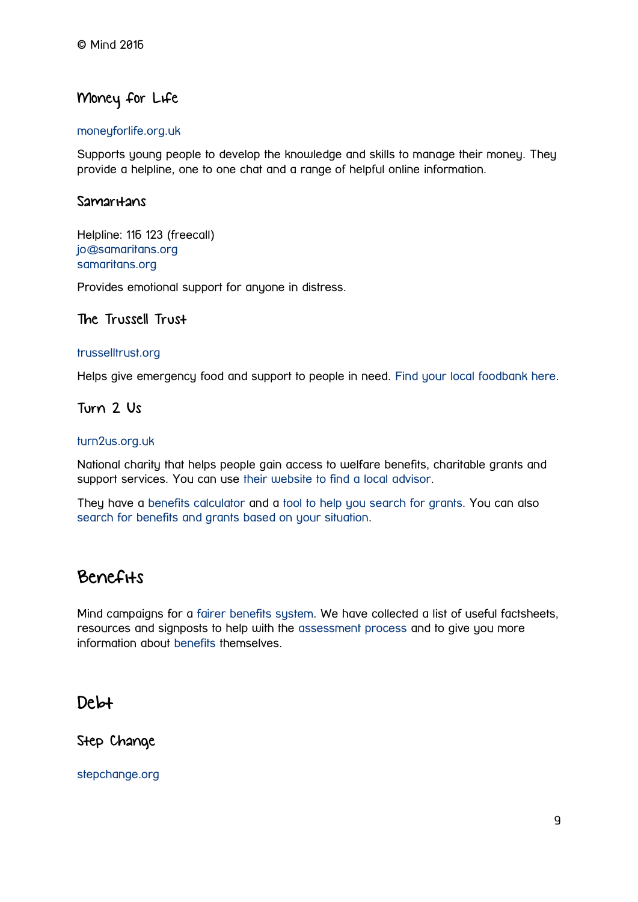© Mind 2016

### Money for Life

moneyforlife.org.uk

Supports young people to develop the knowledge and skills to manage their money. They provide a helpline, one to one chat and a range of helpful online information.

### Samaritans

Helpline: 116 123 (freecall)
jo@samaritans.org
samaritans.org

Provides emotional support for anyone in distress.

### The Trussell Trust

trusselltrust.org

Helps give emergency food and support to people in need. Find your local foodbank here.

### Turn 2 Us

turn2us.org.uk

National charity that helps people gain access to welfare benefits, charitable grants and support services. You can use their website to find a local advisor.

They have a benefits calculator and a tool to help you search for grants. You can also search for benefits and grants based on your situation.

## Benefits

Mind campaigns for a fairer benefits system. We have collected a list of useful factsheets, resources and signposts to help with the assessment process and to give you more information about benefits themselves.

## Debt

### Step Change

stepchange.org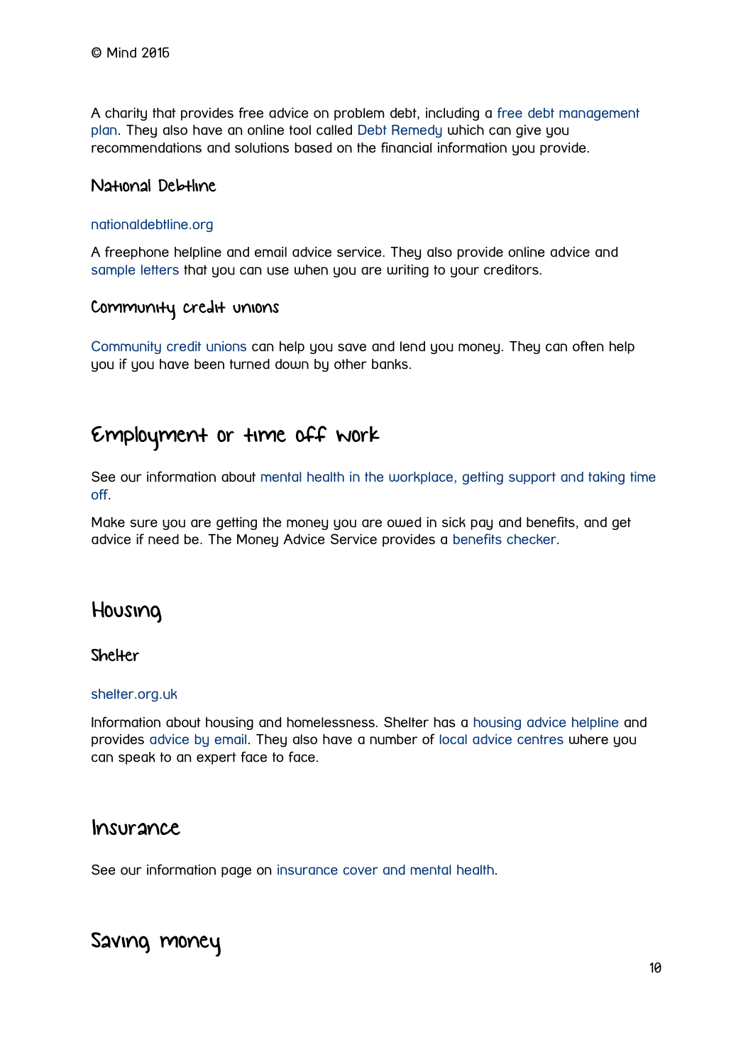© Mind 2016

A charity that provides free advice on problem debt, including a free debt management plan. They also have an online tool called Debt Remedy which can give you recommendations and solutions based on the financial information you provide.

### National Debtline

nationaldebtline.org

A freephone helpline and email advice service. They also provide online advice and sample letters that you can use when you are writing to your creditors.

### Community credit unions

Community credit unions can help you save and lend you money. They can often help you if you have been turned down by other banks.

## Employment or time off work

See our information about mental health in the workplace, getting support and taking time off.

Make sure you are getting the money you are owed in sick pay and benefits, and get advice if need be. The Money Advice Service provides a benefits checker.

## Housing

### Shelter

shelter.org.uk

Information about housing and homelessness. Shelter has a housing advice helpline and provides advice by email. They also have a number of local advice centres where you can speak to an expert face to face.

## Insurance

See our information page on insurance cover and mental health.

## Saving money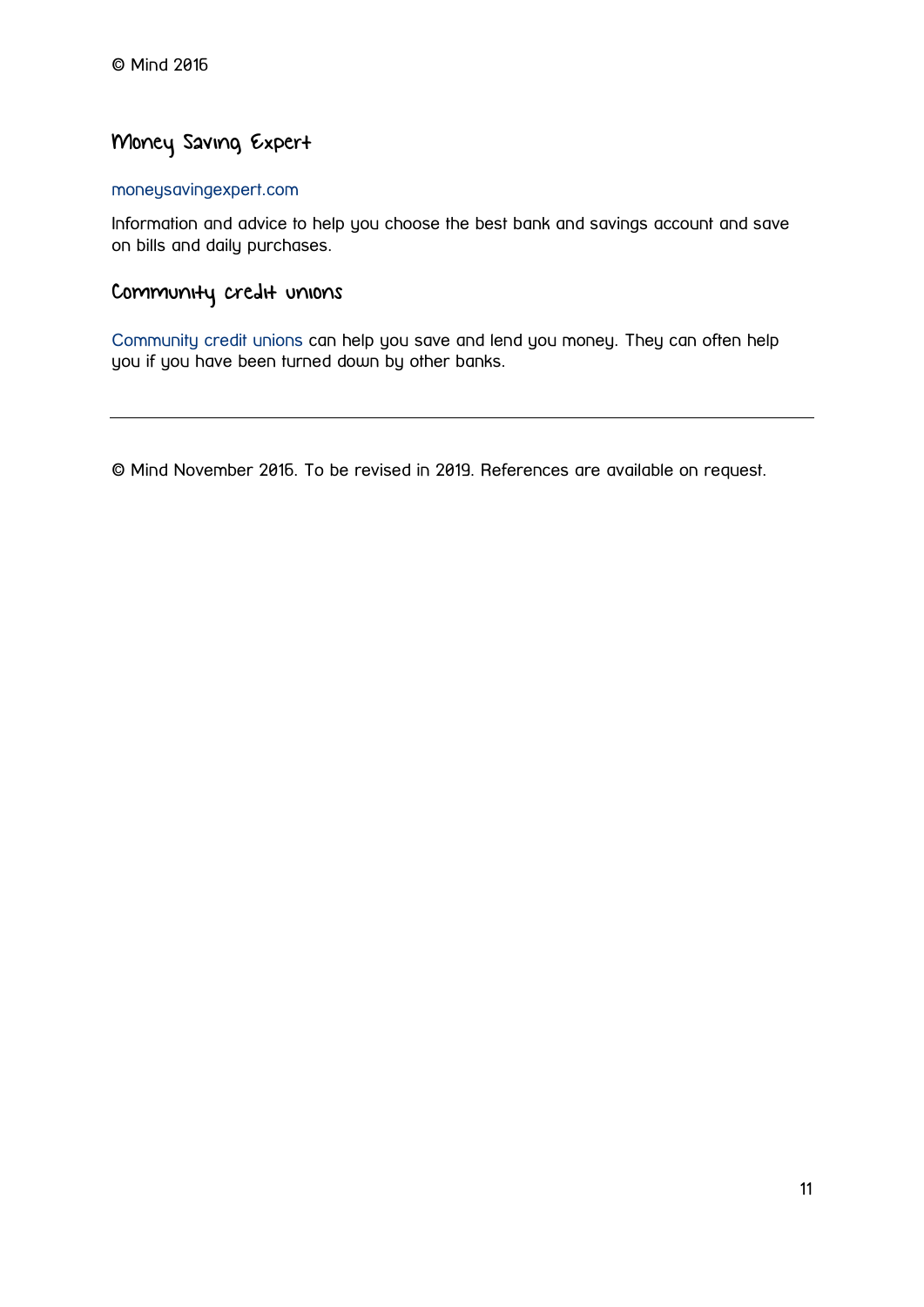## Money Saving Expert

moneysavingexpert.com

Information and advice to help you choose the best bank and savings account and save on bills and daily purchases.

## Community credit unions

Community credit unions can help you save and lend you money. They can often help you if you have been turned down by other banks.

---

© Mind November 2016. To be revised in 2019. References are available on request.